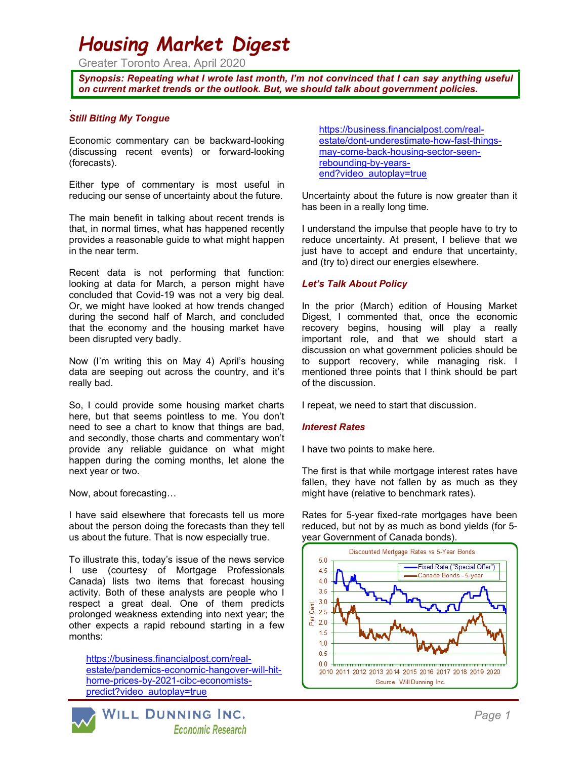# Housing Market Digest

Greater Toronto Area, April 2020

***Synopsis: Repeating what I wrote last month, I'm not convinced that I can say anything useful on current market trends or the outlook. But, we should talk about government policies.***

### *Still Biting My Tongue*

Economic commentary can be backward-looking (discussing recent events) or forward-looking (forecasts).

Either type of commentary is most useful in reducing our sense of uncertainty about the future.

The main benefit in talking about recent trends is that, in normal times, what has happened recently provides a reasonable guide to what might happen in the near term.

Recent data is not performing that function: looking at data for March, a person might have concluded that Covid-19 was not a very big deal. Or, we might have looked at how trends changed during the second half of March, and concluded that the economy and the housing market have been disrupted very badly.

Now (I'm writing this on May 4) April's housing data are seeping out across the country, and it's really bad.

So, I could provide some housing market charts here, but that seems pointless to me. You don't need to see a chart to know that things are bad, and secondly, those charts and commentary won't provide any reliable guidance on what might happen during the coming months, let alone the next year or two.

Now, about forecasting…

I have said elsewhere that forecasts tell us more about the person doing the forecasts than they tell us about the future. That is now especially true.

To illustrate this, today's issue of the news service I use (courtesy of Mortgage Professionals Canada) lists two items that forecast housing activity. Both of these analysts are people who I respect a great deal. One of them predicts prolonged weakness extending into next year; the other expects a rapid rebound starting in a few months:

> https://business.financialpost.com/real-estate/pandemics-economic-hangover-will-hit-home-prices-by-2021-cibc-economists-predict?video_autoplay=true

> https://business.financialpost.com/real-estate/dont-underestimate-how-fast-things-may-come-back-housing-sector-seen-rebounding-by-years-end?video_autoplay=true

Uncertainty about the future is now greater than it has been in a really long time.

I understand the impulse that people have to try to reduce uncertainty. At present, I believe that we just have to accept and endure that uncertainty, and (try to) direct our energies elsewhere.

### *Let's Talk About Policy*

In the prior (March) edition of Housing Market Digest, I commented that, once the economic recovery begins, housing will play a really important role, and that we should start a discussion on what government policies should be to support recovery, while managing risk. I mentioned three points that I think should be part of the discussion.

I repeat, we need to start that discussion.

### *Interest Rates*

I have two points to make here.

The first is that while mortgage interest rates have fallen, they have not fallen by as much as they might have (relative to benchmark rates).

Rates for 5-year fixed-rate mortgages have been reduced, but not by as much as bond yields (for 5-year Government of Canada bonds).

Discounted Mortgage Rates vs 5-Year Bonds

Source: Will Dunning Inc.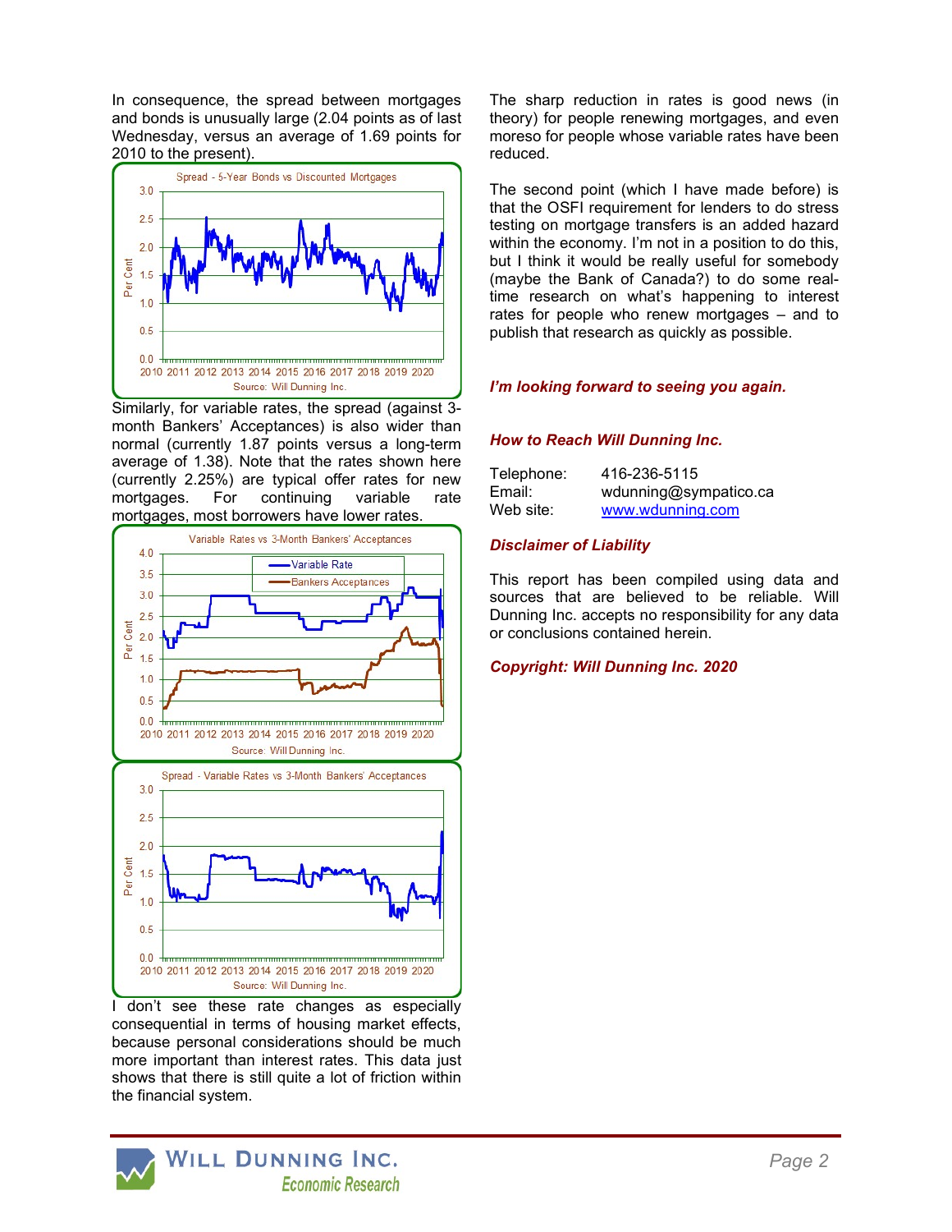In consequence, the spread between mortgages and bonds is unusually large (2.04 points as of last Wednesday, versus an average of 1.69 points for 2010 to the present).

Spread - 5-Year Bonds vs Discounted Mortgages

3.0
2.5
2.0
1.5
1.0
0.5
0.0

Per Cent

2010 2011 2012 2013 2014 2015 2016 2017 2018 2019 2020

Source: Will Dunning Inc.

Similarly, for variable rates, the spread (against 3-month Bankers' Acceptances) is also wider than normal (currently 1.87 points versus a long-term average of 1.38). Note that the rates shown here (currently 2.25%) are typical offer rates for new mortgages. For continuing variable rate mortgages, most borrowers have lower rates.

Variable Rates vs 3-Month Bankers' Acceptances

4.0
3.5
3.0
2.5
2.0
1.5
1.0
0.5
0.0

Per Cent

Variable Rate
Bankers Acceptances

2010 2011 2012 2013 2014 2015 2016 2017 2018 2019 2020

Source: Will Dunning Inc.

Spread - Variable Rates vs 3-Month Bankers' Acceptances

3.0
2.5
2.0
1.5
1.0
0.5
0.0

Per Cent

2010 2011 2012 2013 2014 2015 2016 2017 2018 2019 2020

Source: Will Dunning Inc.

I don't see these rate changes as especially consequential in terms of housing market effects, because personal considerations should be much more important than interest rates. This data just shows that there is still quite a lot of friction within the financial system.

The sharp reduction in rates is good news (in theory) for people renewing mortgages, and even moreso for people whose variable rates have been reduced.

The second point (which I have made before) is that the OSFI requirement for lenders to do stress testing on mortgage transfers is an added hazard within the economy. I'm not in a position to do this, but I think it would be really useful for somebody (maybe the Bank of Canada?) to do some real-time research on what's happening to interest rates for people who renew mortgages – and to publish that research as quickly as possible.

***I'm looking forward to seeing you again.***

### *How to Reach Will Dunning Inc.*

| | |
|---|---|
| Telephone: | 416-236-5115 |
| Email: | wdunning@sympatico.ca |
| Web site: | www.wdunning.com |

### *Disclaimer of Liability*

This report has been compiled using data and sources that are believed to be reliable. Will Dunning Inc. accepts no responsibility for any data or conclusions contained herein.

***Copyright: Will Dunning Inc. 2020***